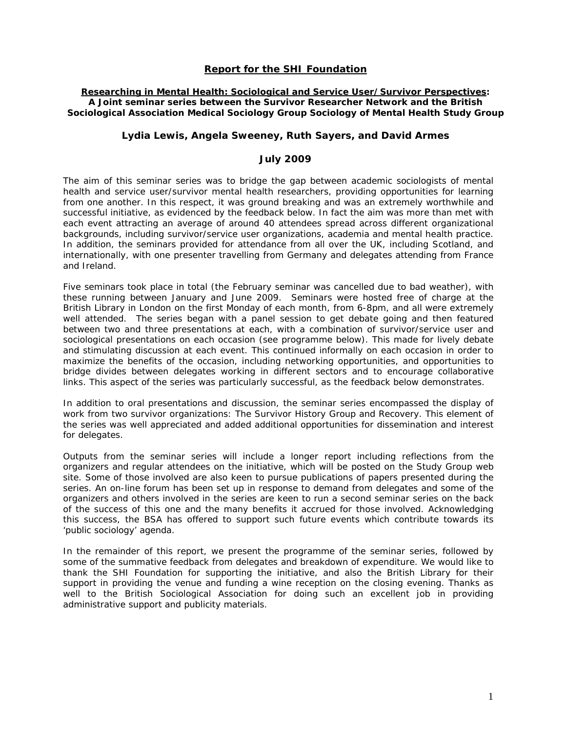# Report for the SHI Foundation

**Researching in Mental Health: Sociological and Service User/Survivor Perspectives: A Joint seminar series between the Survivor Researcher Network and the British Sociological Association Medical Sociology Group Sociology of Mental Health Study Group**

**Lydia Lewis, Angela Sweeney, Ruth Sayers, and David Armes**

**July 2009**

The aim of this seminar series was to bridge the gap between academic sociologists of mental health and service user/survivor mental health researchers, providing opportunities for learning from one another. In this respect, it was ground breaking and was an extremely worthwhile and successful initiative, as evidenced by the feedback below. In fact the aim was more than met with each event attracting an average of around 40 attendees spread across different organizational backgrounds, including survivor/service user organizations, academia and mental health practice. In addition, the seminars provided for attendance from all over the UK, including Scotland, and internationally, with one presenter travelling from Germany and delegates attending from France and Ireland.

Five seminars took place in total (the February seminar was cancelled due to bad weather), with these running between January and June 2009. Seminars were hosted free of charge at the British Library in London on the first Monday of each month, from 6-8pm, and all were extremely well attended. The series began with a panel session to get debate going and then featured between two and three presentations at each, with a combination of survivor/service user and sociological presentations on each occasion (see programme below). This made for lively debate and stimulating discussion at each event. This continued informally on each occasion in order to maximize the benefits of the occasion, including networking opportunities, and opportunities to bridge divides between delegates working in different sectors and to encourage collaborative links. This aspect of the series was particularly successful, as the feedback below demonstrates.

In addition to oral presentations and discussion, the seminar series encompassed the display of work from two survivor organizations: The Survivor History Group and Recovery. This element of the series was well appreciated and added additional opportunities for dissemination and interest for delegates.

Outputs from the seminar series will include a longer report including reflections from the organizers and regular attendees on the initiative, which will be posted on the Study Group web site. Some of those involved are also keen to pursue publications of papers presented during the series. An on-line forum has been set up in response to demand from delegates and some of the organizers and others involved in the series are keen to run a second seminar series on the back of the success of this one and the many benefits it accrued for those involved. Acknowledging this success, the BSA has offered to support such future events which contribute towards its 'public sociology' agenda.

In the remainder of this report, we present the programme of the seminar series, followed by some of the summative feedback from delegates and breakdown of expenditure. We would like to thank the SHI Foundation for supporting the initiative, and also the British Library for their support in providing the venue and funding a wine reception on the closing evening. Thanks as well to the British Sociological Association for doing such an excellent job in providing administrative support and publicity materials.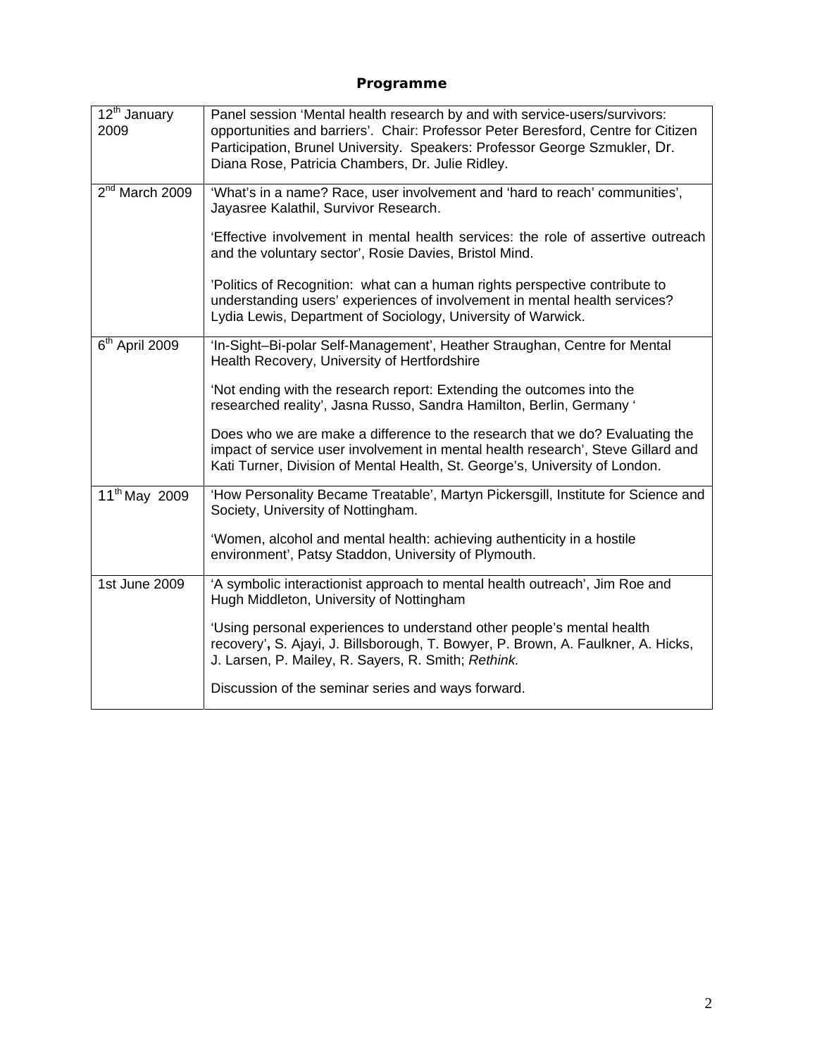**Programme**

| | |
|---|---|
| 12th January 2009 | Panel session 'Mental health research by and with service-users/survivors: opportunities and barriers'. Chair: Professor Peter Beresford, Centre for Citizen Participation, Brunel University. Speakers: Professor George Szmukler, Dr. Diana Rose, Patricia Chambers, Dr. Julie Ridley. |
| 2nd March 2009 | 'What's in a name? Race, user involvement and 'hard to reach' communities', Jayasree Kalathil, Survivor Research.<br><br>'Effective involvement in mental health services: the role of assertive outreach and the voluntary sector', Rosie Davies, Bristol Mind.<br><br>'Politics of Recognition: what can a human rights perspective contribute to understanding users' experiences of involvement in mental health services? Lydia Lewis, Department of Sociology, University of Warwick. |
| 6th April 2009 | 'In-Sight–Bi-polar Self-Management', Heather Straughan, Centre for Mental Health Recovery, University of Hertfordshire<br><br>'Not ending with the research report: Extending the outcomes into the researched reality', Jasna Russo, Sandra Hamilton, Berlin, Germany '<br><br>Does who we are make a difference to the research that we do? Evaluating the impact of service user involvement in mental health research', Steve Gillard and Kati Turner, Division of Mental Health, St. George's, University of London. |
| 11th May 2009 | 'How Personality Became Treatable', Martyn Pickersgill, Institute for Science and Society, University of Nottingham.<br><br>'Women, alcohol and mental health: achieving authenticity in a hostile environment', Patsy Staddon, University of Plymouth. |
| 1st June 2009 | 'A symbolic interactionist approach to mental health outreach', Jim Roe and Hugh Middleton, University of Nottingham<br><br>'Using personal experiences to understand other people's mental health recovery', S. Ajayi, J. Billsborough, T. Bowyer, P. Brown, A. Faulkner, A. Hicks, J. Larsen, P. Mailey, R. Sayers, R. Smith; *Rethink.*<br><br>Discussion of the seminar series and ways forward. |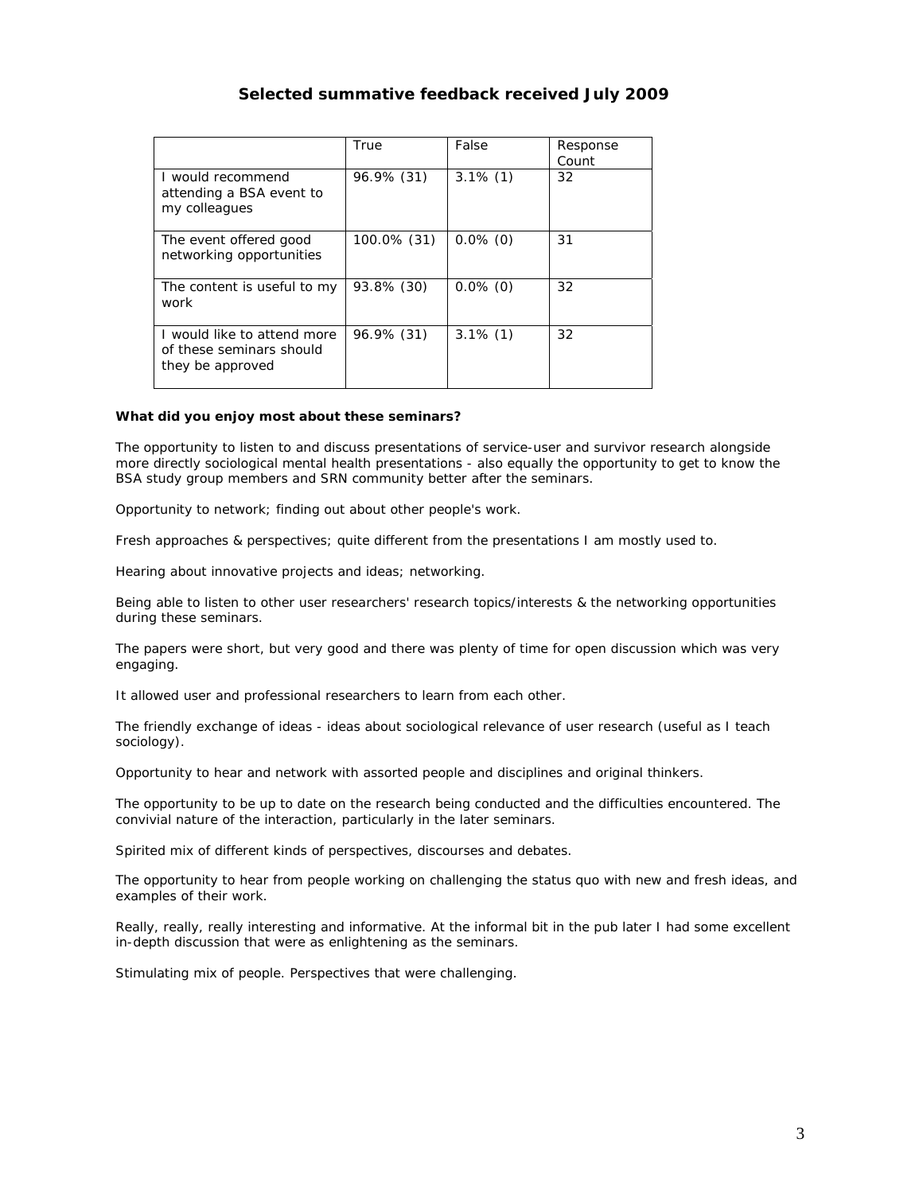## Selected summative feedback received July 2009

| | True | False | Response Count |
|---|---|---|---|
| I would recommend attending a BSA event to my colleagues | 96.9% (31) | 3.1% (1) | 32 |
| The event offered good networking opportunities | 100.0% (31) | 0.0% (0) | 31 |
| The content is useful to my work | 93.8% (30) | 0.0% (0) | 32 |
| I would like to attend more of these seminars should they be approved | 96.9% (31) | 3.1% (1) | 32 |

**What did you enjoy most about these seminars?**

The opportunity to listen to and discuss presentations of service-user and survivor research alongside more directly sociological mental health presentations - also equally the opportunity to get to know the BSA study group members and SRN community better after the seminars.

Opportunity to network; finding out about other people's work.

Fresh approaches & perspectives; quite different from the presentations I am mostly used to.

Hearing about innovative projects and ideas; networking.

Being able to listen to other user researchers' research topics/interests & the networking opportunities during these seminars.

The papers were short, but very good and there was plenty of time for open discussion which was very engaging.

It allowed user and professional researchers to learn from each other.

The friendly exchange of ideas - ideas about sociological relevance of user research (useful as I teach sociology).

Opportunity to hear and network with assorted people and disciplines and original thinkers.

The opportunity to be up to date on the research being conducted and the difficulties encountered. The convivial nature of the interaction, particularly in the later seminars.

Spirited mix of different kinds of perspectives, discourses and debates.

The opportunity to hear from people working on challenging the status quo with new and fresh ideas, and examples of their work.

Really, really, really interesting and informative. At the informal bit in the pub later I had some excellent in-depth discussion that were as enlightening as the seminars.

Stimulating mix of people. Perspectives that were challenging.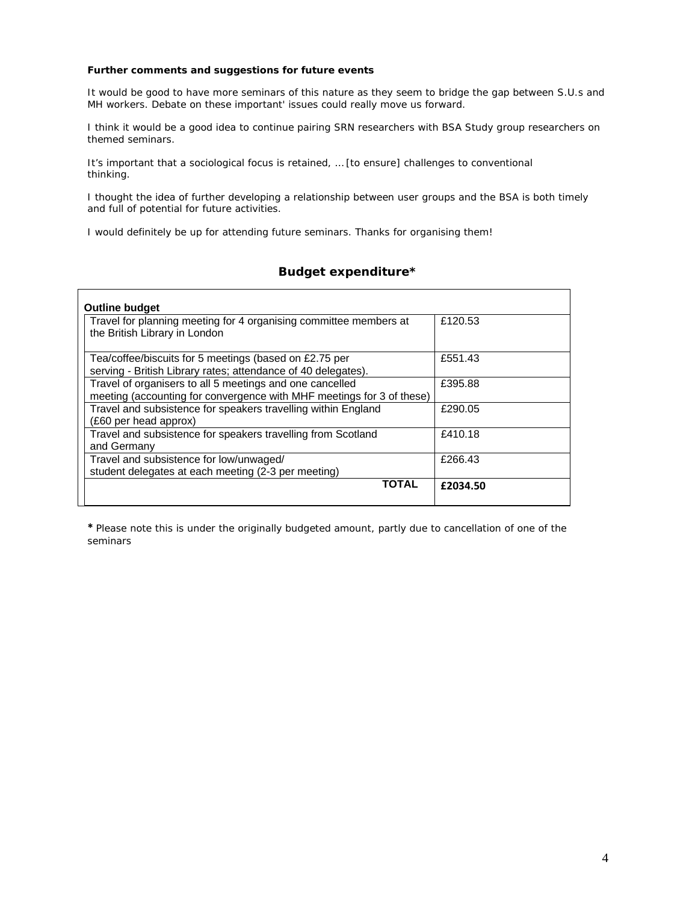**Further comments and suggestions for future events**

*It would be good to have more seminars of this nature as they seem to bridge the gap between S.U.s and MH workers. Debate on these important' issues could really move us forward.*

*I think it would be a good idea to continue pairing SRN researchers with BSA Study group researchers on themed seminars.*

*It's important that a sociological focus is retained, … [to ensure] challenges to conventional thinking.*

*I thought the idea of further developing a relationship between user groups and the BSA is both timely and full of potential for future activities.*

*I would definitely be up for attending future seminars. Thanks for organising them!*

## Budget expenditure*

| **Outline budget** | |
| --- | --- |
| Travel for planning meeting for 4 organising committee members at the British Library in London | £120.53 |
| Tea/coffee/biscuits for 5 meetings (based on £2.75 per serving - British Library rates; attendance of 40 delegates). | £551.43 |
| Travel of organisers to all 5 meetings and one cancelled meeting (accounting for convergence with MHF meetings for 3 of these) | £395.88 |
| Travel and subsistence for speakers travelling within England (£60 per head approx) | £290.05 |
| Travel and subsistence for speakers travelling from Scotland and Germany | £410.18 |
| Travel and subsistence for low/unwaged/ student delegates at each meeting (2-3 per meeting) | £266.43 |
| **TOTAL** | **£2034.50** |

**\*** Please note this is under the originally budgeted amount, partly due to cancellation of one of the seminars